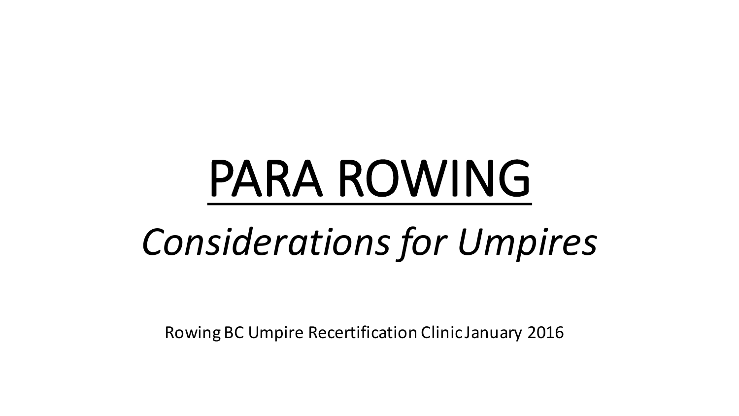# PARA ROWING

## *Considerations for Umpires*

Rowing BC Umpire Recertification Clinic January 2016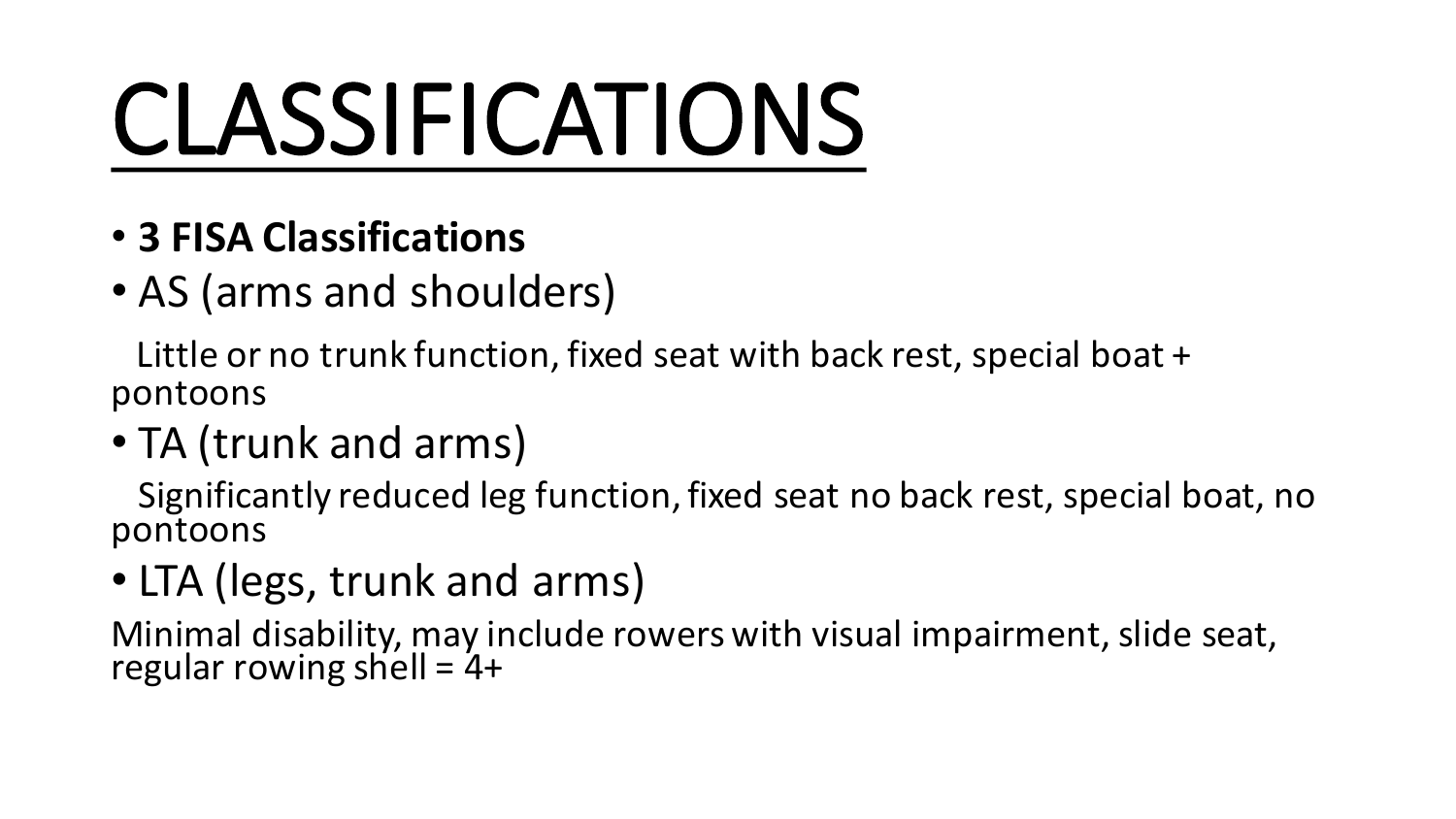# CLASSIFICATIONS

- **3 FISA Classifications**
- AS (arms and shoulders)

  Little or no trunk function, fixed seat with back rest, special boat + pontoons

- TA (trunk and arms)

  Significantly reduced leg function, fixed seat no back rest, special boat, no pontoons

- LTA (legs, trunk and arms)

Minimal disability, may include rowers with visual impairment, slide seat, regular rowing shell = 4+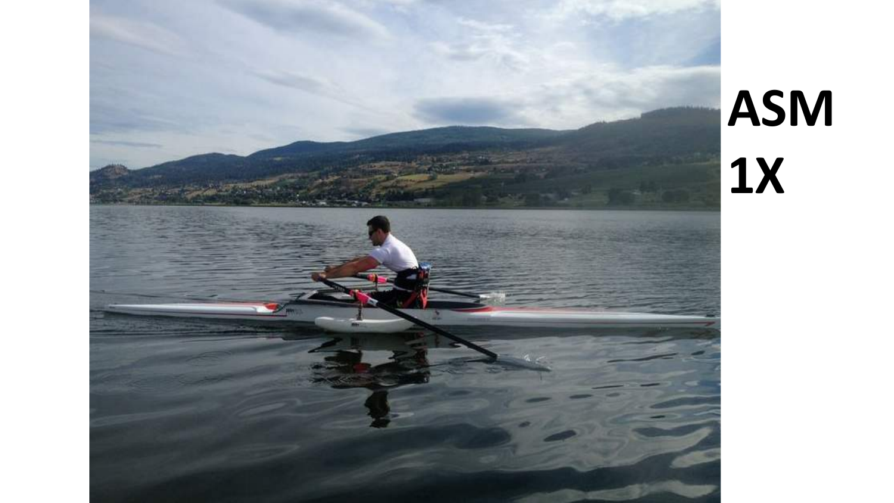ASM

1X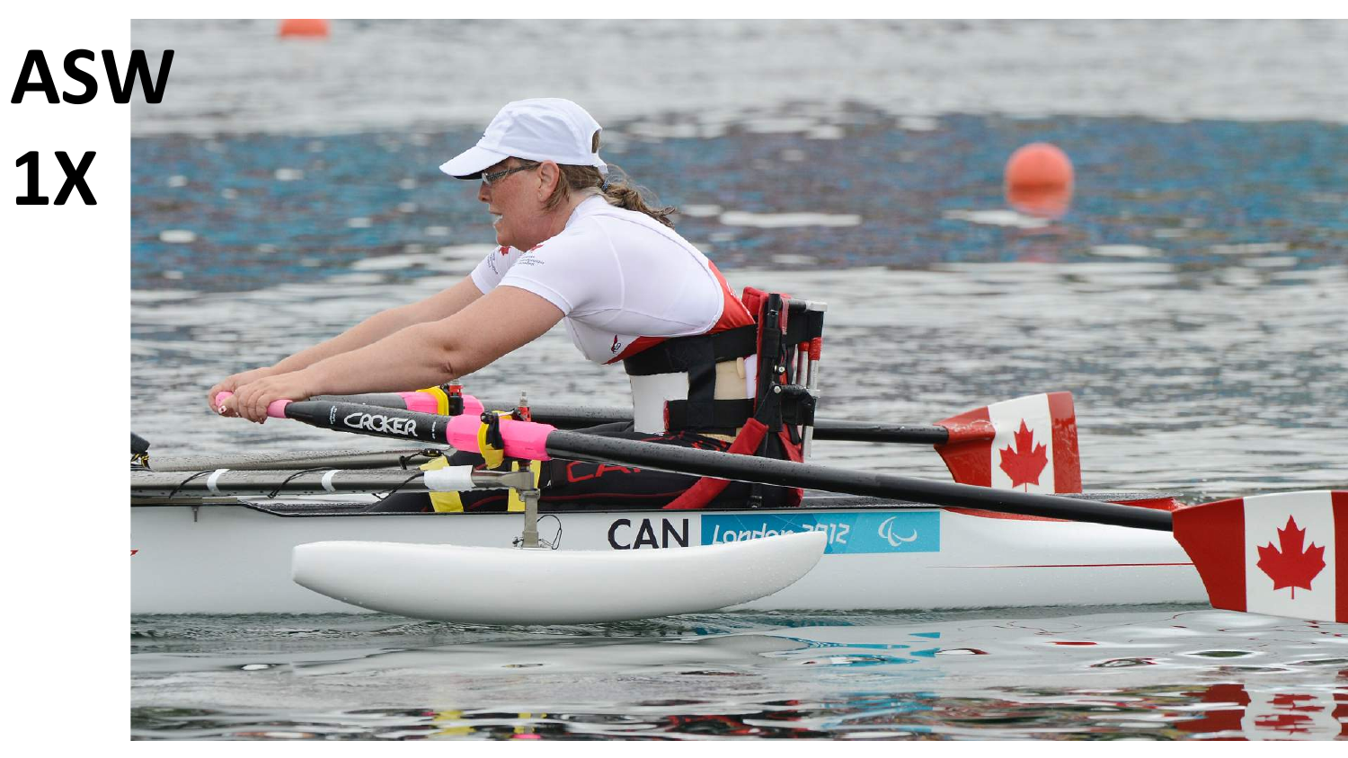ASW

1X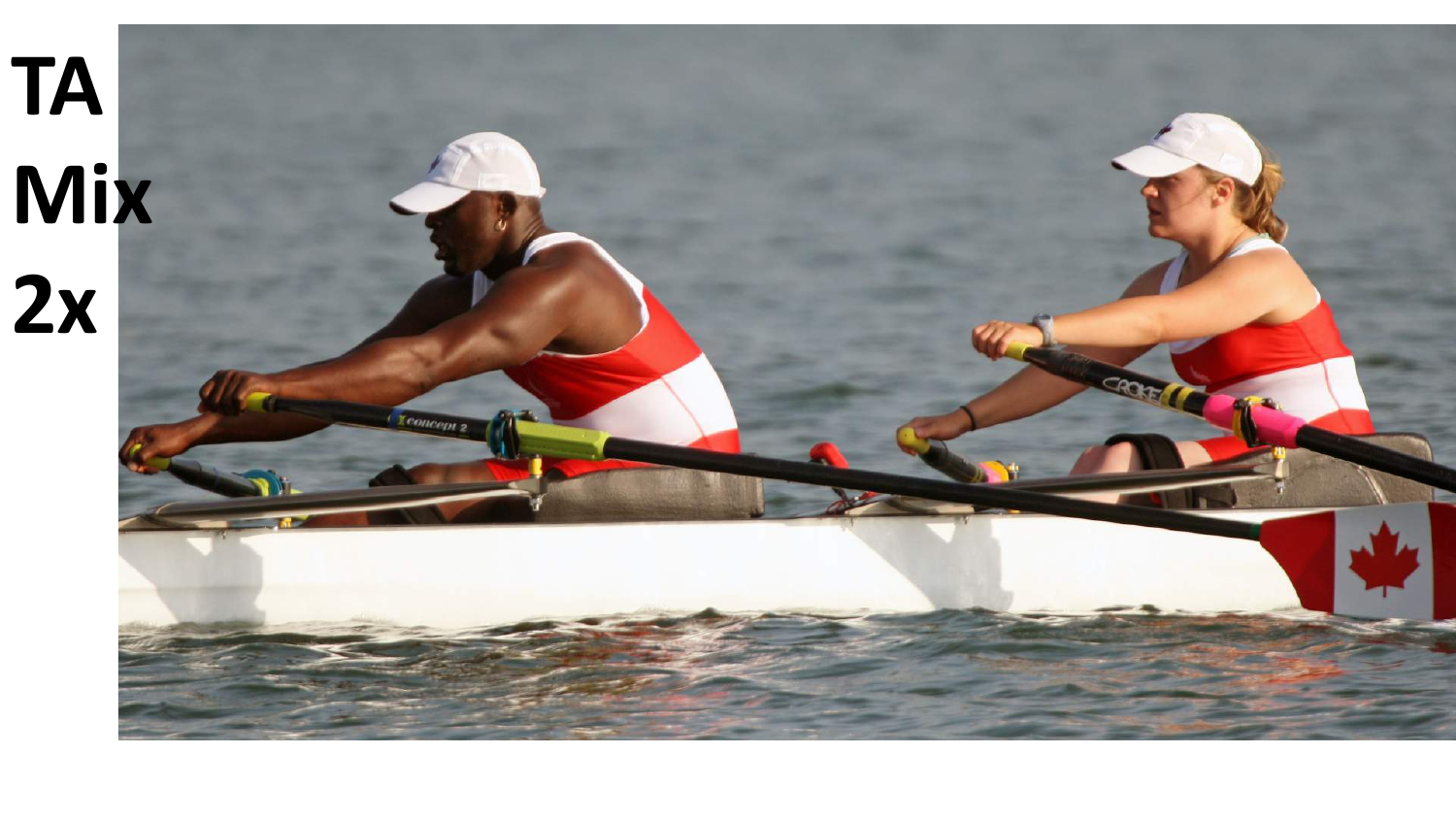TA

Mix

2x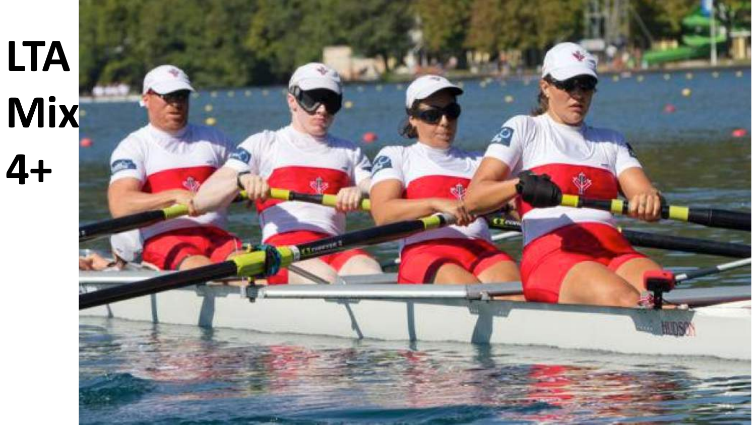# LTA Mix 4+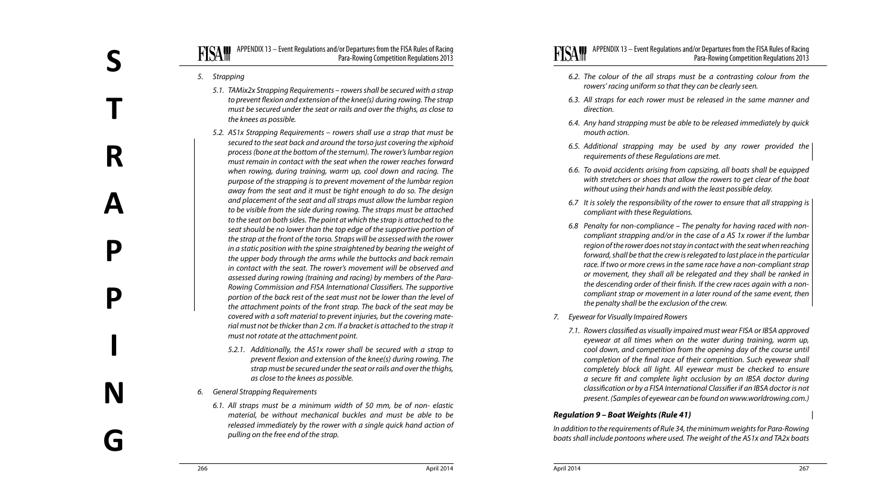S
T
R
A
P
P
I
N
G

*5. Strapping*

*5.1. TAMix2x Strapping Requirements – rowers shall be secured with a strap to prevent flexion and extension of the knee(s) during rowing. The strap must be secured under the seat or rails and over the thighs, as close to the knees as possible.*

*5.2. AS1x Strapping Requirements – rowers shall use a strap that must be secured to the seat back and around the torso just covering the xiphoid process (bone at the bottom of the sternum). The rower's lumbar region must remain in contact with the seat when the rower reaches forward when rowing, during training, warm up, cool down and racing. The purpose of the strapping is to prevent movement of the lumbar region away from the seat and it must be tight enough to do so. The design and placement of the seat and all straps must allow the lumbar region to be visible from the side during rowing. The straps must be attached to the seat on both sides. The point at which the strap is attached to the seat should be no lower than the top edge of the supportive portion of the strap at the front of the torso. Straps will be assessed with the rower in a static position with the spine straightened by bearing the weight of the upper body through the arms while the buttocks and back remain in contact with the seat. The rower's movement will be observed and assessed during rowing (training and racing) by members of the Para-Rowing Commission and FISA International Classifiers. The supportive portion of the back rest of the seat must not be lower than the level of the attachment points of the front strap. The back of the seat may be covered with a soft material to prevent injuries, but the covering material must not be thicker than 2 cm. If a bracket is attached to the strap it must not rotate at the attachment point.*

*5.2.1. Additionally, the AS1x rower shall be secured with a strap to prevent flexion and extension of the knee(s) during rowing. The strap must be secured under the seat or rails and over the thighs, as close to the knees as possible.*

*6. General Strapping Requirements*

*6.1. All straps must be a minimum width of 50 mm, be of non- elastic material, be without mechanical buckles and must be able to be released immediately by the rower with a single quick hand action of pulling on the free end of the strap.*

*6.2. The colour of the all straps must be a contrasting colour from the rowers' racing uniform so that they can be clearly seen.*

*6.3. All straps for each rower must be released in the same manner and direction.*

*6.4. Any hand strapping must be able to be released immediately by quick mouth action.*

*6.5. Additional strapping may be used by any rower provided the requirements of these Regulations are met.*

*6.6. To avoid accidents arising from capsizing, all boats shall be equipped with stretchers or shoes that allow the rowers to get clear of the boat without using their hands and with the least possible delay.*

*6.7 It is solely the responsibility of the rower to ensure that all strapping is compliant with these Regulations.*

*6.8 Penalty for non-compliance – The penalty for having raced with non-compliant strapping and/or in the case of a AS 1x rower if the lumbar region of the rower does not stay in contact with the seat when reaching forward, shall be that the crew is relegated to last place in the particular race. If two or more crews in the same race have a non-compliant strap or movement, they shall all be relegated and they shall be ranked in the descending order of their finish. If the crew races again with a non-compliant strap or movement in a later round of the same event, then the penalty shall be the exclusion of the crew.*

*7. Eyewear for Visually Impaired Rowers*

*7.1. Rowers classified as visually impaired must wear FISA or IBSA approved eyewear at all times when on the water during training, warm up, cool down, and competition from the opening day of the course until completion of the final race of their competition. Such eyewear shall completely block all light. All eyewear must be checked to ensure a secure fit and complete light occlusion by an IBSA doctor during classification or by a FISA International Classifier if an IBSA doctor is not present. (Samples of eyewear can be found on www.worldrowing.com.)*

***Regulation 9 – Boat Weights (Rule 41)***

*In addition to the requirements of Rule 34, the minimum weights for Para-Rowing boats shall include pontoons where used. The weight of the AS1x and TA2x boats*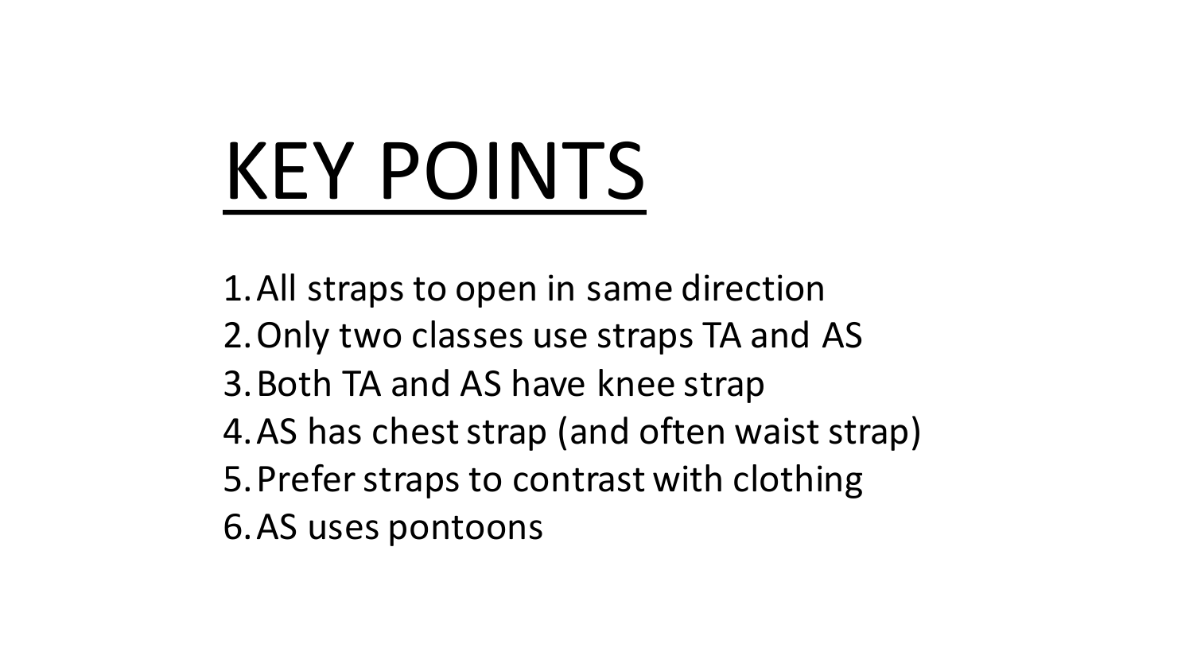# KEY POINTS

1. All straps to open in same direction
2. Only two classes use straps TA and AS
3. Both TA and AS have knee strap
4. AS has chest strap (and often waist strap)
5. Prefer straps to contrast with clothing
6. AS uses pontoons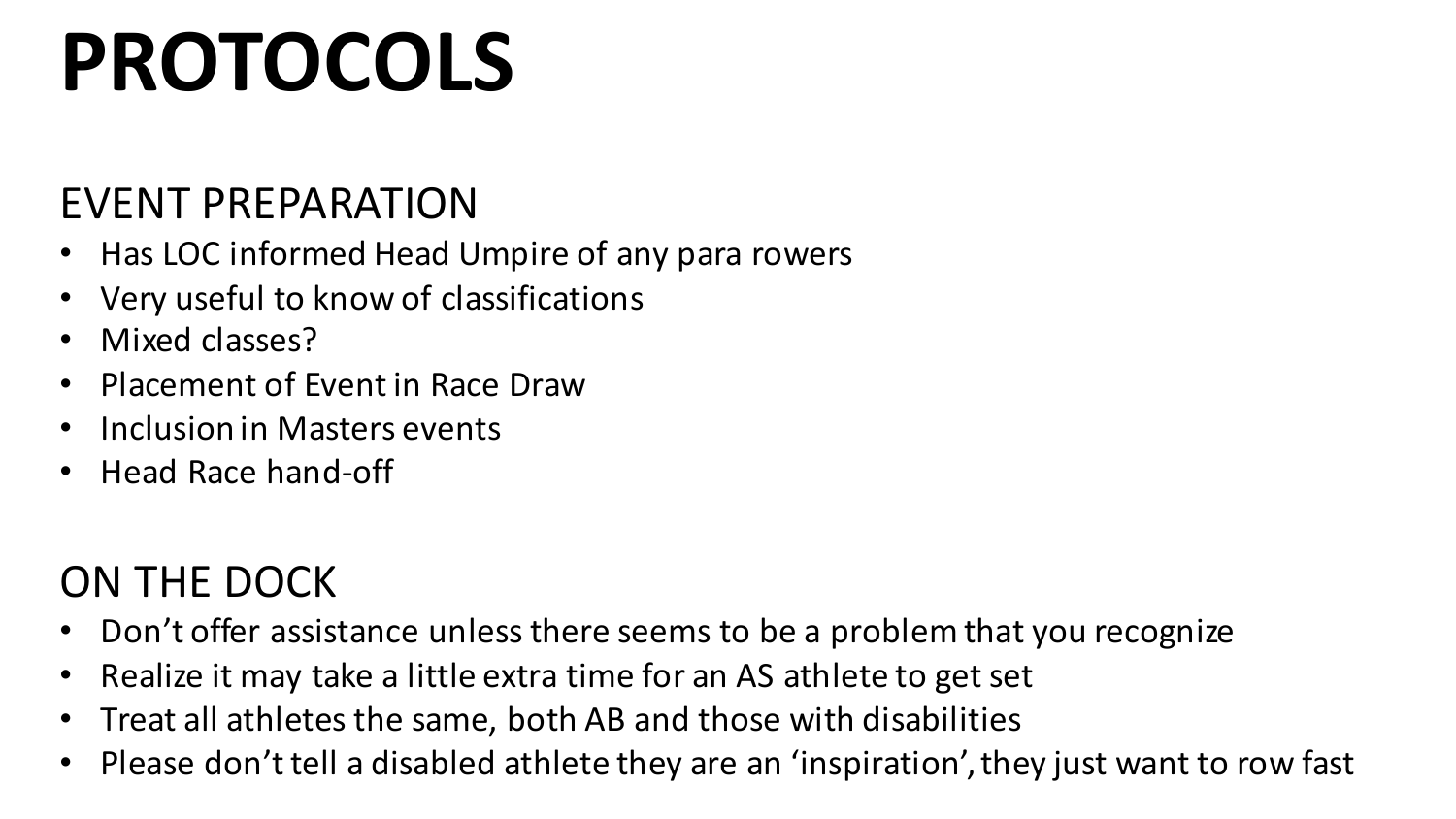# PROTOCOLS

## EVENT PREPARATION

- Has LOC informed Head Umpire of any para rowers
- Very useful to know of classifications
- Mixed classes?
- Placement of Event in Race Draw
- Inclusion in Masters events
- Head Race hand-off

## ON THE DOCK

- Don't offer assistance unless there seems to be a problem that you recognize
- Realize it may take a little extra time for an AS athlete to get set
- Treat all athletes the same, both AB and those with disabilities
- Please don't tell a disabled athlete they are an 'inspiration', they just want to row fast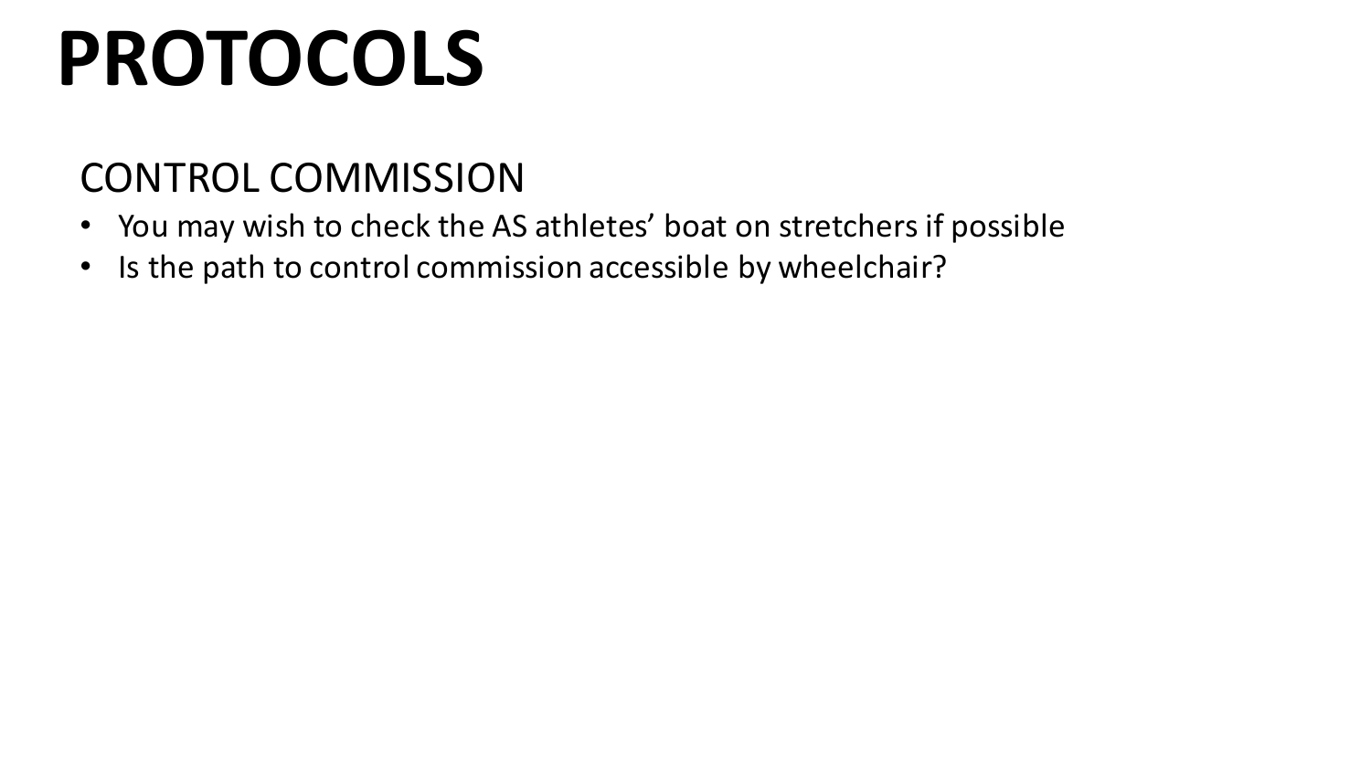# PROTOCOLS

## CONTROL COMMISSION

- You may wish to check the AS athletes' boat on stretchers if possible
- Is the path to control commission accessible by wheelchair?